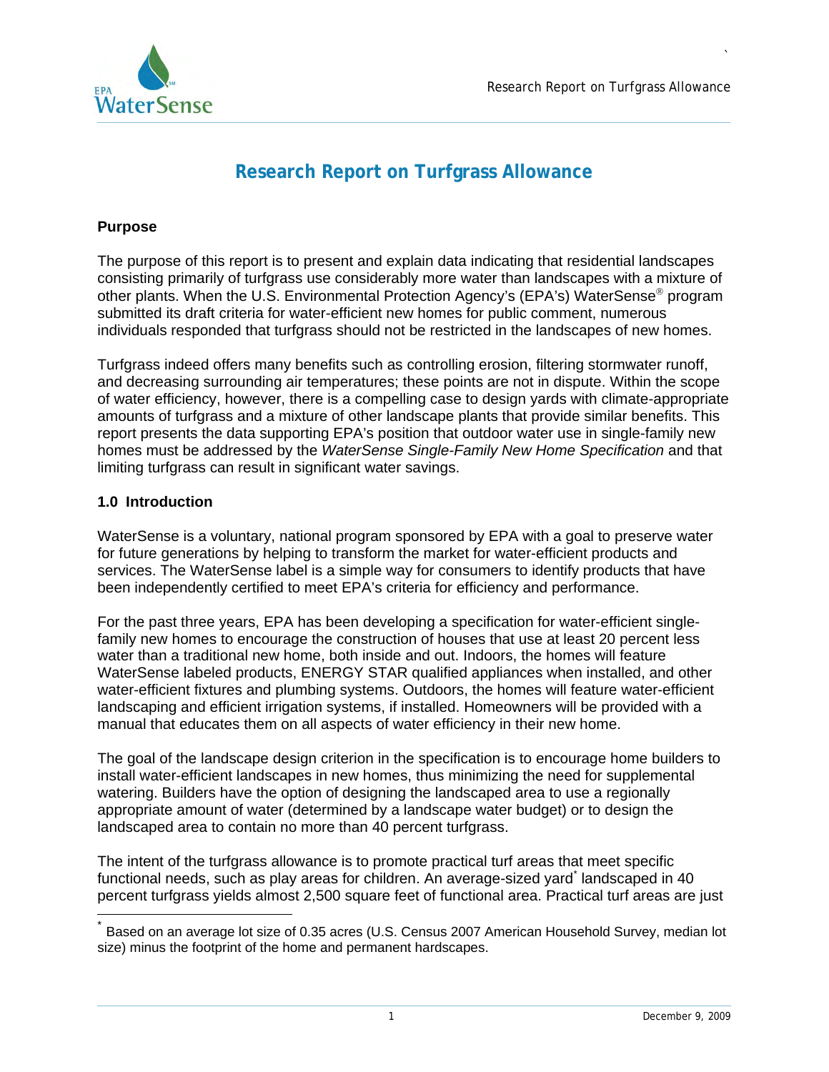# Research Report on Turfgrass Allowance

## Purpose

The purpose of this report is to present and explain data indicating that residential landscapes consisting primarily of turfgrass use considerably more water than landscapes with a mixture of other plants. When the U.S. Environmental Protection Agency's (EPA's) WaterSense® program submitted its draft criteria for water-efficient new homes for public comment, numerous individuals responded that turfgrass should not be restricted in the landscapes of new homes.

Turfgrass indeed offers many benefits such as controlling erosion, filtering stormwater runoff, and decreasing surrounding air temperatures; these points are not in dispute. Within the scope of water efficiency, however, there is a compelling case to design yards with climate-appropriate amounts of turfgrass and a mixture of other landscape plants that provide similar benefits. This report presents the data supporting EPA's position that outdoor water use in single-family new homes must be addressed by the *WaterSense Single-Family New Home Specification* and that limiting turfgrass can result in significant water savings.

## 1.0 Introduction

WaterSense is a voluntary, national program sponsored by EPA with a goal to preserve water for future generations by helping to transform the market for water-efficient products and services. The WaterSense label is a simple way for consumers to identify products that have been independently certified to meet EPA's criteria for efficiency and performance.

For the past three years, EPA has been developing a specification for water-efficient single-family new homes to encourage the construction of houses that use at least 20 percent less water than a traditional new home, both inside and out. Indoors, the homes will feature WaterSense labeled products, ENERGY STAR qualified appliances when installed, and other water-efficient fixtures and plumbing systems. Outdoors, the homes will feature water-efficient landscaping and efficient irrigation systems, if installed. Homeowners will be provided with a manual that educates them on all aspects of water efficiency in their new home.

The goal of the landscape design criterion in the specification is to encourage home builders to install water-efficient landscapes in new homes, thus minimizing the need for supplemental watering. Builders have the option of designing the landscaped area to use a regionally appropriate amount of water (determined by a landscape water budget) or to design the landscaped area to contain no more than 40 percent turfgrass.

The intent of the turfgrass allowance is to promote practical turf areas that meet specific functional needs, such as play areas for children. An average-sized yard[*] landscaped in 40 percent turfgrass yields almost 2,500 square feet of functional area. Practical turf areas are just

[*] Based on an average lot size of 0.35 acres (U.S. Census 2007 American Household Survey, median lot size) minus the footprint of the home and permanent hardscapes.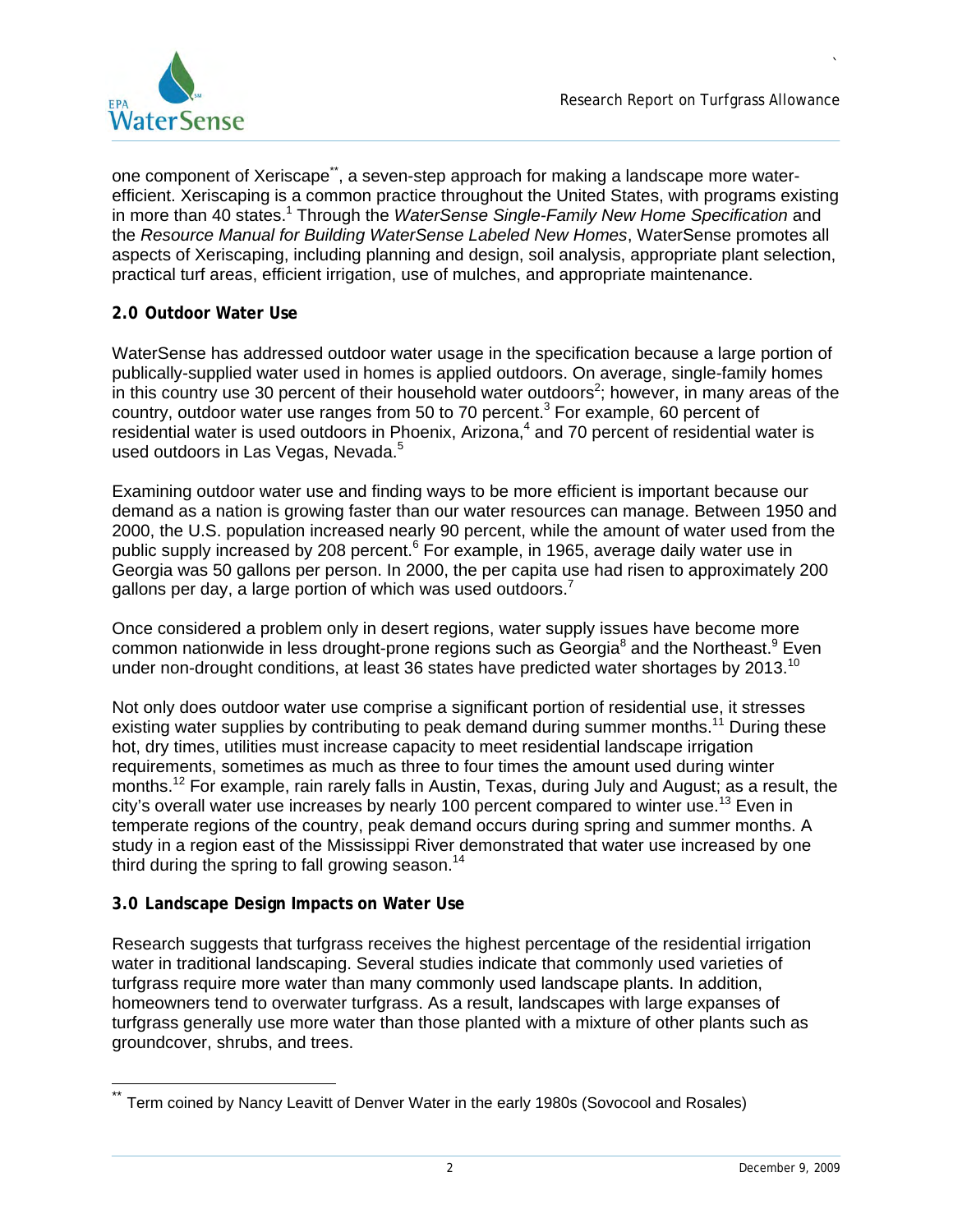one component of Xeriscape[**], a seven-step approach for making a landscape more water-efficient. Xeriscaping is a common practice throughout the United States, with programs existing in more than 40 states.[1] Through the *WaterSense Single-Family New Home Specification* and the *Resource Manual for Building WaterSense Labeled New Homes*, WaterSense promotes all aspects of Xeriscaping, including planning and design, soil analysis, appropriate plant selection, practical turf areas, efficient irrigation, use of mulches, and appropriate maintenance.

## 2.0 Outdoor Water Use

WaterSense has addressed outdoor water usage in the specification because a large portion of publically-supplied water used in homes is applied outdoors. On average, single-family homes in this country use 30 percent of their household water outdoors[2]; however, in many areas of the country, outdoor water use ranges from 50 to 70 percent.[3] For example, 60 percent of residential water is used outdoors in Phoenix, Arizona,[4] and 70 percent of residential water is used outdoors in Las Vegas, Nevada.[5]

Examining outdoor water use and finding ways to be more efficient is important because our demand as a nation is growing faster than our water resources can manage. Between 1950 and 2000, the U.S. population increased nearly 90 percent, while the amount of water used from the public supply increased by 208 percent.[6] For example, in 1965, average daily water use in Georgia was 50 gallons per person. In 2000, the per capita use had risen to approximately 200 gallons per day, a large portion of which was used outdoors.[7]

Once considered a problem only in desert regions, water supply issues have become more common nationwide in less drought-prone regions such as Georgia[8] and the Northeast.[9] Even under non-drought conditions, at least 36 states have predicted water shortages by 2013.[10]

Not only does outdoor water use comprise a significant portion of residential use, it stresses existing water supplies by contributing to peak demand during summer months.[11] During these hot, dry times, utilities must increase capacity to meet residential landscape irrigation requirements, sometimes as much as three to four times the amount used during winter months.[12] For example, rain rarely falls in Austin, Texas, during July and August; as a result, the city's overall water use increases by nearly 100 percent compared to winter use.[13] Even in temperate regions of the country, peak demand occurs during spring and summer months. A study in a region east of the Mississippi River demonstrated that water use increased by one third during the spring to fall growing season.[14]

## 3.0 Landscape Design Impacts on Water Use

Research suggests that turfgrass receives the highest percentage of the residential irrigation water in traditional landscaping. Several studies indicate that commonly used varieties of turfgrass require more water than many commonly used landscape plants. In addition, homeowners tend to overwater turfgrass. As a result, landscapes with large expanses of turfgrass generally use more water than those planted with a mixture of other plants such as groundcover, shrubs, and trees.

---

[**] Term coined by Nancy Leavitt of Denver Water in the early 1980s (Sovocool and Rosales)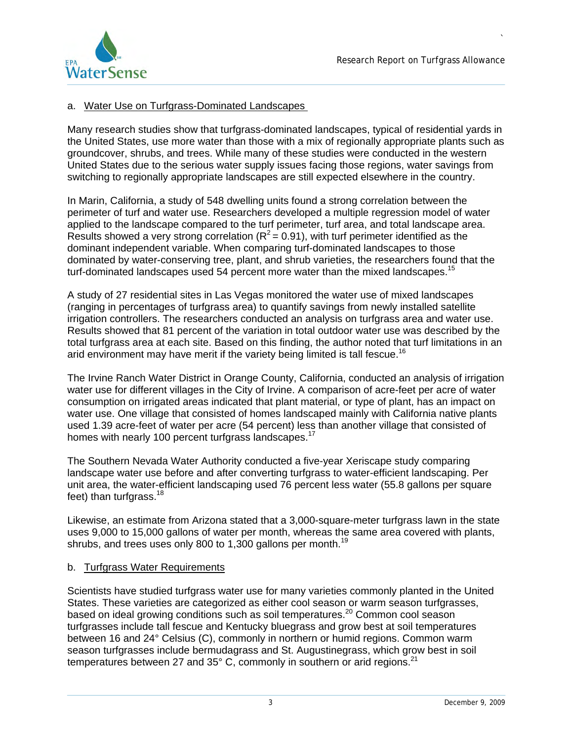a. Water Use on Turfgrass-Dominated Landscapes

Many research studies show that turfgrass-dominated landscapes, typical of residential yards in the United States, use more water than those with a mix of regionally appropriate plants such as groundcover, shrubs, and trees. While many of these studies were conducted in the western United States due to the serious water supply issues facing those regions, water savings from switching to regionally appropriate landscapes are still expected elsewhere in the country.

In Marin, California, a study of 548 dwelling units found a strong correlation between the perimeter of turf and water use. Researchers developed a multiple regression model of water applied to the landscape compared to the turf perimeter, turf area, and total landscape area. Results showed a very strong correlation ($R^2 = 0.91$), with turf perimeter identified as the dominant independent variable. When comparing turf-dominated landscapes to those dominated by water-conserving tree, plant, and shrub varieties, the researchers found that the turf-dominated landscapes used 54 percent more water than the mixed landscapes.[15]

A study of 27 residential sites in Las Vegas monitored the water use of mixed landscapes (ranging in percentages of turfgrass area) to quantify savings from newly installed satellite irrigation controllers. The researchers conducted an analysis on turfgrass area and water use. Results showed that 81 percent of the variation in total outdoor water use was described by the total turfgrass area at each site. Based on this finding, the author noted that turf limitations in an arid environment may have merit if the variety being limited is tall fescue.[16]

The Irvine Ranch Water District in Orange County, California, conducted an analysis of irrigation water use for different villages in the City of Irvine. A comparison of acre-feet per acre of water consumption on irrigated areas indicated that plant material, or type of plant, has an impact on water use. One village that consisted of homes landscaped mainly with California native plants used 1.39 acre-feet of water per acre (54 percent) less than another village that consisted of homes with nearly 100 percent turfgrass landscapes.[17]

The Southern Nevada Water Authority conducted a five-year Xeriscape study comparing landscape water use before and after converting turfgrass to water-efficient landscaping. Per unit area, the water-efficient landscaping used 76 percent less water (55.8 gallons per square feet) than turfgrass.[18]

Likewise, an estimate from Arizona stated that a 3,000-square-meter turfgrass lawn in the state uses 9,000 to 15,000 gallons of water per month, whereas the same area covered with plants, shrubs, and trees uses only 800 to 1,300 gallons per month.[19]

b. Turfgrass Water Requirements

Scientists have studied turfgrass water use for many varieties commonly planted in the United States. These varieties are categorized as either cool season or warm season turfgrasses, based on ideal growing conditions such as soil temperatures.[20] Common cool season turfgrasses include tall fescue and Kentucky bluegrass and grow best at soil temperatures between 16 and 24° Celsius (C), commonly in northern or humid regions. Common warm season turfgrasses include bermudagrass and St. Augustinegrass, which grow best in soil temperatures between 27 and 35° C, commonly in southern or arid regions.[21]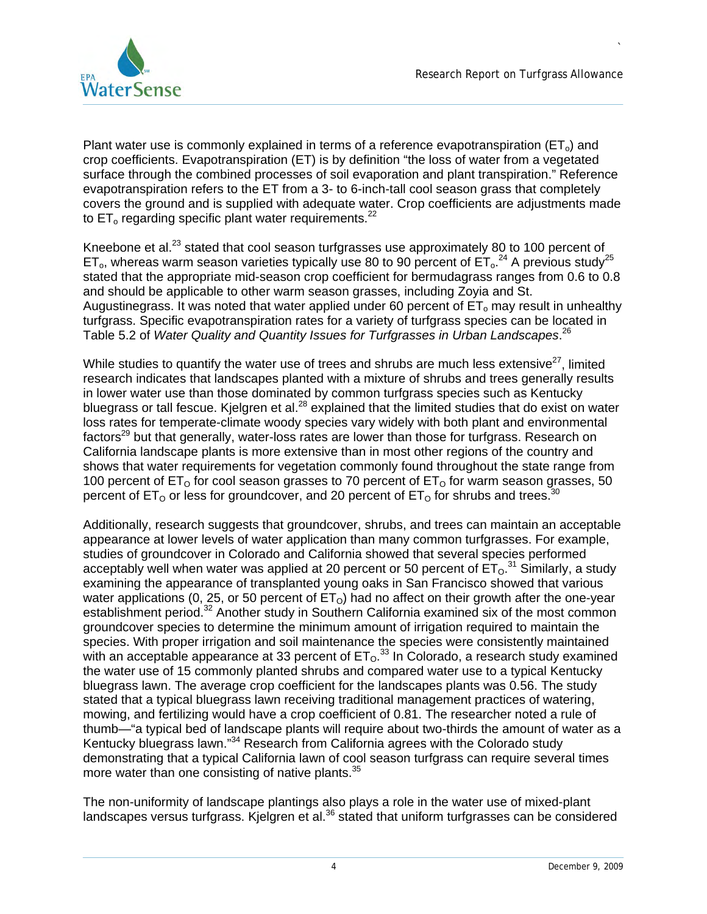Plant water use is commonly explained in terms of a reference evapotranspiration ($ET_o$) and crop coefficients. Evapotranspiration (ET) is by definition "the loss of water from a vegetated surface through the combined processes of soil evaporation and plant transpiration." Reference evapotranspiration refers to the ET from a 3- to 6-inch-tall cool season grass that completely covers the ground and is supplied with adequate water. Crop coefficients are adjustments made to $ET_o$ regarding specific plant water requirements.[22]

Kneebone et al.[23] stated that cool season turfgrasses use approximately 80 to 100 percent of $ET_o$, whereas warm season varieties typically use 80 to 90 percent of $ET_o$.[24] A previous study[25] stated that the appropriate mid-season crop coefficient for bermudagrass ranges from 0.6 to 0.8 and should be applicable to other warm season grasses, including Zoyia and St. Augustinegrass. It was noted that water applied under 60 percent of $ET_o$ may result in unhealthy turfgrass. Specific evapotranspiration rates for a variety of turfgrass species can be located in Table 5.2 of *Water Quality and Quantity Issues for Turfgrasses in Urban Landscapes*.[26]

While studies to quantify the water use of trees and shrubs are much less extensive[27], limited research indicates that landscapes planted with a mixture of shrubs and trees generally results in lower water use than those dominated by common turfgrass species such as Kentucky bluegrass or tall fescue. Kjelgren et al.[28] explained that the limited studies that do exist on water loss rates for temperate-climate woody species vary widely with both plant and environmental factors[29] but that generally, water-loss rates are lower than those for turfgrass. Research on California landscape plants is more extensive than in most other regions of the country and shows that water requirements for vegetation commonly found throughout the state range from 100 percent of $ET_O$ for cool season grasses to 70 percent of $ET_O$ for warm season grasses, 50 percent of $ET_O$ or less for groundcover, and 20 percent of $ET_O$ for shrubs and trees.[30]

Additionally, research suggests that groundcover, shrubs, and trees can maintain an acceptable appearance at lower levels of water application than many common turfgrasses. For example, studies of groundcover in Colorado and California showed that several species performed acceptably well when water was applied at 20 percent or 50 percent of $ET_O$.[31] Similarly, a study examining the appearance of transplanted young oaks in San Francisco showed that various water applications (0, 25, or 50 percent of $ET_O$) had no affect on their growth after the one-year establishment period.[32] Another study in Southern California examined six of the most common groundcover species to determine the minimum amount of irrigation required to maintain the species. With proper irrigation and soil maintenance the species were consistently maintained with an acceptable appearance at 33 percent of $ET_O$.[33] In Colorado, a research study examined the water use of 15 commonly planted shrubs and compared water use to a typical Kentucky bluegrass lawn. The average crop coefficient for the landscapes plants was 0.56. The study stated that a typical bluegrass lawn receiving traditional management practices of watering, mowing, and fertilizing would have a crop coefficient of 0.81. The researcher noted a rule of thumb—"a typical bed of landscape plants will require about two-thirds the amount of water as a Kentucky bluegrass lawn."[34] Research from California agrees with the Colorado study demonstrating that a typical California lawn of cool season turfgrass can require several times more water than one consisting of native plants.[35]

The non-uniformity of landscape plantings also plays a role in the water use of mixed-plant landscapes versus turfgrass. Kjelgren et al.[36] stated that uniform turfgrasses can be considered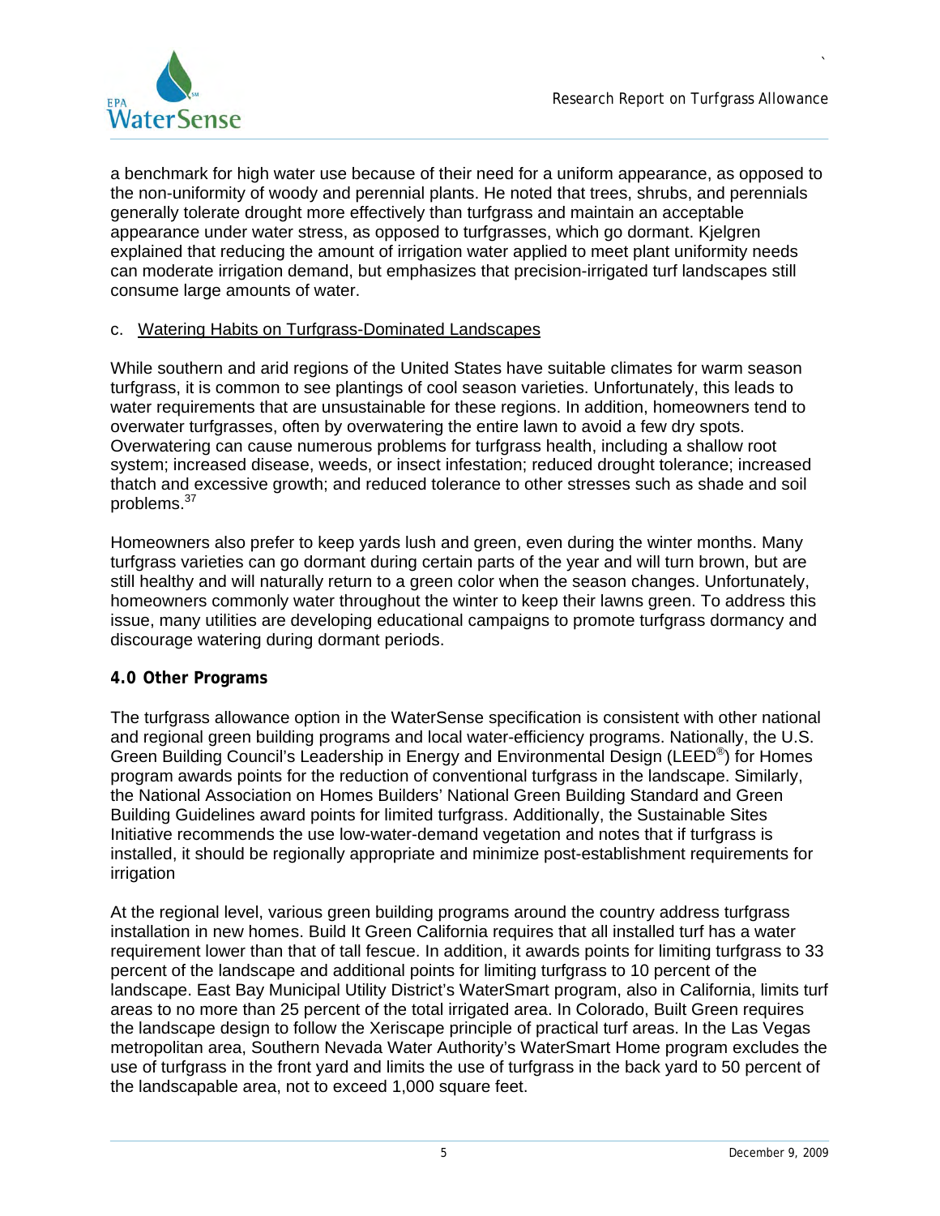a benchmark for high water use because of their need for a uniform appearance, as opposed to the non-uniformity of woody and perennial plants. He noted that trees, shrubs, and perennials generally tolerate drought more effectively than turfgrass and maintain an acceptable appearance under water stress, as opposed to turfgrasses, which go dormant. Kjelgren explained that reducing the amount of irrigation water applied to meet plant uniformity needs can moderate irrigation demand, but emphasizes that precision-irrigated turf landscapes still consume large amounts of water.

c. Watering Habits on Turfgrass-Dominated Landscapes

While southern and arid regions of the United States have suitable climates for warm season turfgrass, it is common to see plantings of cool season varieties. Unfortunately, this leads to water requirements that are unsustainable for these regions. In addition, homeowners tend to overwater turfgrasses, often by overwatering the entire lawn to avoid a few dry spots. Overwatering can cause numerous problems for turfgrass health, including a shallow root system; increased disease, weeds, or insect infestation; reduced drought tolerance; increased thatch and excessive growth; and reduced tolerance to other stresses such as shade and soil problems.[37]

Homeowners also prefer to keep yards lush and green, even during the winter months. Many turfgrass varieties can go dormant during certain parts of the year and will turn brown, but are still healthy and will naturally return to a green color when the season changes. Unfortunately, homeowners commonly water throughout the winter to keep their lawns green. To address this issue, many utilities are developing educational campaigns to promote turfgrass dormancy and discourage watering during dormant periods.

## 4.0 Other Programs

The turfgrass allowance option in the WaterSense specification is consistent with other national and regional green building programs and local water-efficiency programs. Nationally, the U.S. Green Building Council's Leadership in Energy and Environmental Design (LEED®) for Homes program awards points for the reduction of conventional turfgrass in the landscape. Similarly, the National Association on Homes Builders' National Green Building Standard and Green Building Guidelines award points for limited turfgrass. Additionally, the Sustainable Sites Initiative recommends the use low-water-demand vegetation and notes that if turfgrass is installed, it should be regionally appropriate and minimize post-establishment requirements for irrigation

At the regional level, various green building programs around the country address turfgrass installation in new homes. Build It Green California requires that all installed turf has a water requirement lower than that of tall fescue. In addition, it awards points for limiting turfgrass to 33 percent of the landscape and additional points for limiting turfgrass to 10 percent of the landscape. East Bay Municipal Utility District's WaterSmart program, also in California, limits turf areas to no more than 25 percent of the total irrigated area. In Colorado, Built Green requires the landscape design to follow the Xeriscape principle of practical turf areas. In the Las Vegas metropolitan area, Southern Nevada Water Authority's WaterSmart Home program excludes the use of turfgrass in the front yard and limits the use of turfgrass in the back yard to 50 percent of the landscapable area, not to exceed 1,000 square feet.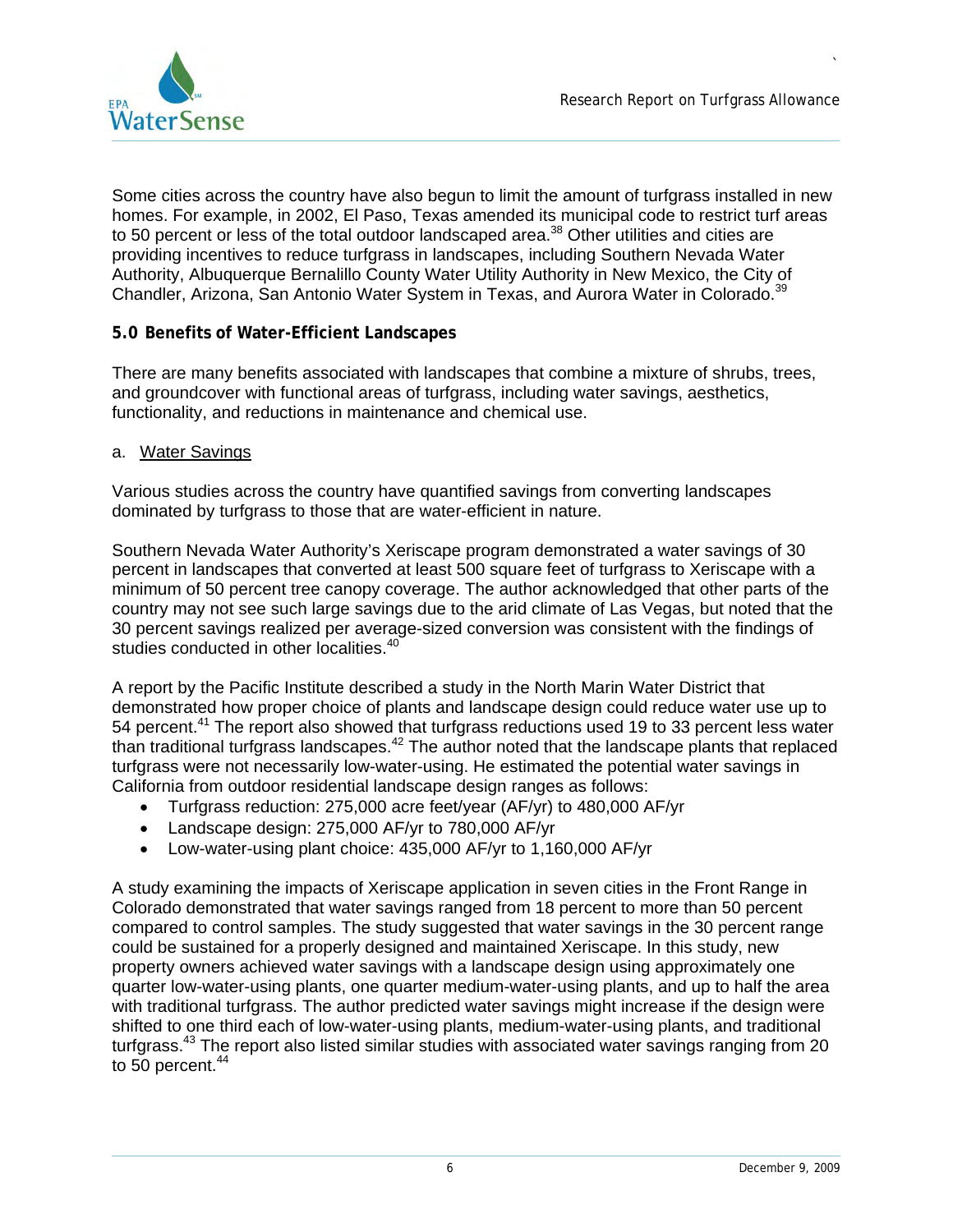Some cities across the country have also begun to limit the amount of turfgrass installed in new homes. For example, in 2002, El Paso, Texas amended its municipal code to restrict turf areas to 50 percent or less of the total outdoor landscaped area.[38] Other utilities and cities are providing incentives to reduce turfgrass in landscapes, including Southern Nevada Water Authority, Albuquerque Bernalillo County Water Utility Authority in New Mexico, the City of Chandler, Arizona, San Antonio Water System in Texas, and Aurora Water in Colorado.[39]

## 5.0 Benefits of Water-Efficient Landscapes

There are many benefits associated with landscapes that combine a mixture of shrubs, trees, and groundcover with functional areas of turfgrass, including water savings, aesthetics, functionality, and reductions in maintenance and chemical use.

### a. Water Savings

Various studies across the country have quantified savings from converting landscapes dominated by turfgrass to those that are water-efficient in nature.

Southern Nevada Water Authority's Xeriscape program demonstrated a water savings of 30 percent in landscapes that converted at least 500 square feet of turfgrass to Xeriscape with a minimum of 50 percent tree canopy coverage. The author acknowledged that other parts of the country may not see such large savings due to the arid climate of Las Vegas, but noted that the 30 percent savings realized per average-sized conversion was consistent with the findings of studies conducted in other localities.[40]

A report by the Pacific Institute described a study in the North Marin Water District that demonstrated how proper choice of plants and landscape design could reduce water use up to 54 percent.[41] The report also showed that turfgrass reductions used 19 to 33 percent less water than traditional turfgrass landscapes.[42] The author noted that the landscape plants that replaced turfgrass were not necessarily low-water-using. He estimated the potential water savings in California from outdoor residential landscape design ranges as follows:

- Turfgrass reduction: 275,000 acre feet/year (AF/yr) to 480,000 AF/yr
- Landscape design: 275,000 AF/yr to 780,000 AF/yr
- Low-water-using plant choice: 435,000 AF/yr to 1,160,000 AF/yr

A study examining the impacts of Xeriscape application in seven cities in the Front Range in Colorado demonstrated that water savings ranged from 18 percent to more than 50 percent compared to control samples. The study suggested that water savings in the 30 percent range could be sustained for a properly designed and maintained Xeriscape. In this study, new property owners achieved water savings with a landscape design using approximately one quarter low-water-using plants, one quarter medium-water-using plants, and up to half the area with traditional turfgrass. The author predicted water savings might increase if the design were shifted to one third each of low-water-using plants, medium-water-using plants, and traditional turfgrass.[43] The report also listed similar studies with associated water savings ranging from 20 to 50 percent.[44]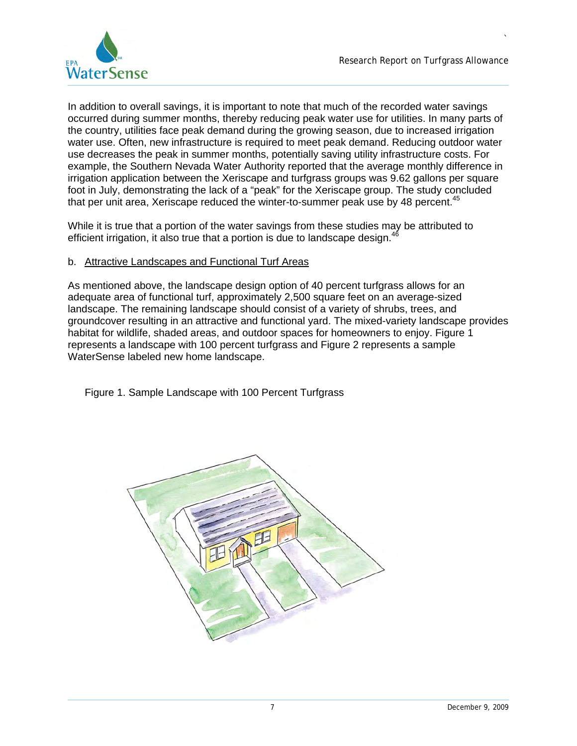In addition to overall savings, it is important to note that much of the recorded water savings occurred during summer months, thereby reducing peak water use for utilities. In many parts of the country, utilities face peak demand during the growing season, due to increased irrigation water use. Often, new infrastructure is required to meet peak demand. Reducing outdoor water use decreases the peak in summer months, potentially saving utility infrastructure costs. For example, the Southern Nevada Water Authority reported that the average monthly difference in irrigation application between the Xeriscape and turfgrass groups was 9.62 gallons per square foot in July, demonstrating the lack of a "peak" for the Xeriscape group. The study concluded that per unit area, Xeriscape reduced the winter-to-summer peak use by 48 percent.[45]

While it is true that a portion of the water savings from these studies may be attributed to efficient irrigation, it also true that a portion is due to landscape design.[46]

b. <u>Attractive Landscapes and Functional Turf Areas</u>

As mentioned above, the landscape design option of 40 percent turfgrass allows for an adequate area of functional turf, approximately 2,500 square feet on an average-sized landscape. The remaining landscape should consist of a variety of shrubs, trees, and groundcover resulting in an attractive and functional yard. The mixed-variety landscape provides habitat for wildlife, shaded areas, and outdoor spaces for homeowners to enjoy. Figure 1 represents a landscape with 100 percent turfgrass and Figure 2 represents a sample WaterSense labeled new home landscape.

Figure 1. Sample Landscape with 100 Percent Turfgrass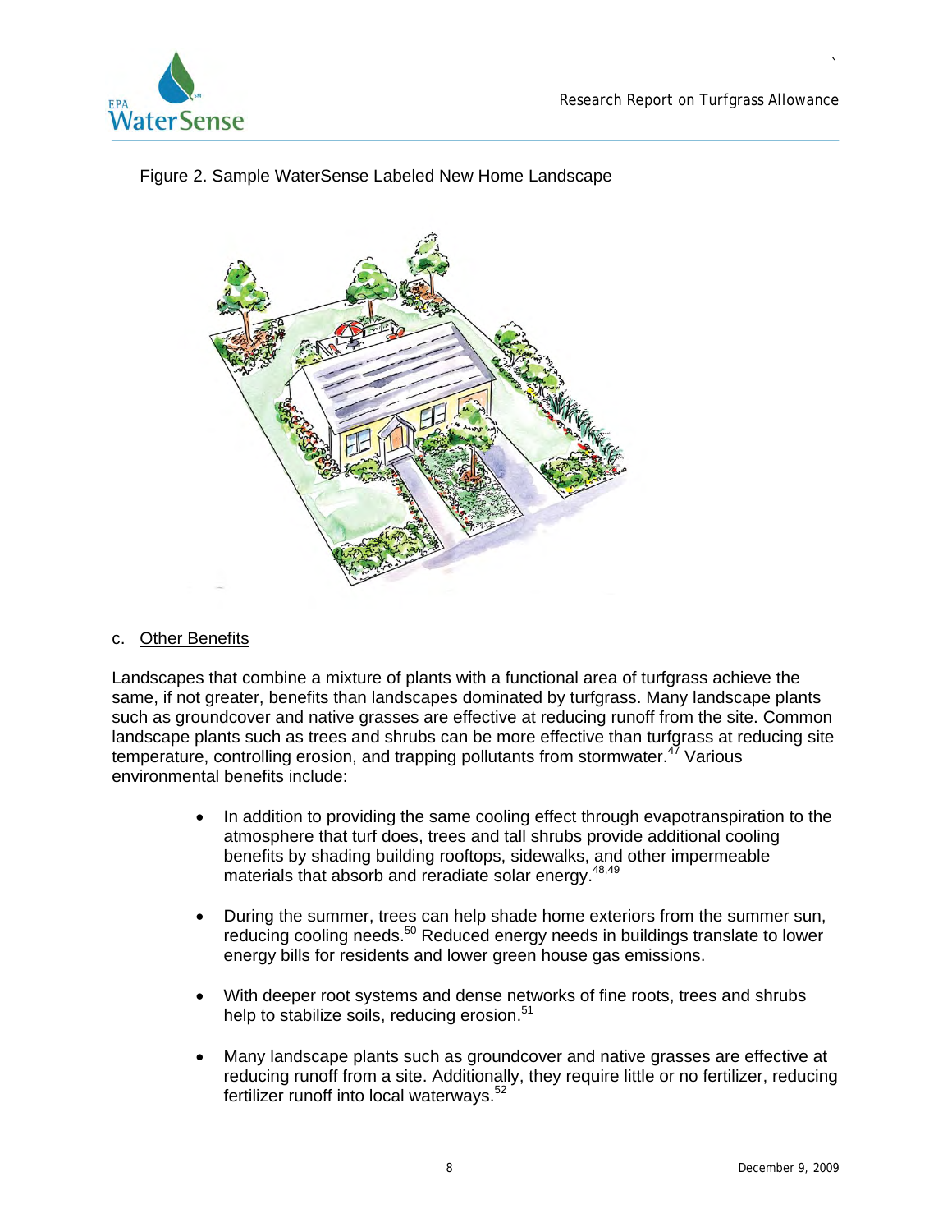Figure 2. Sample WaterSense Labeled New Home Landscape

### c. Other Benefits

Landscapes that combine a mixture of plants with a functional area of turfgrass achieve the same, if not greater, benefits than landscapes dominated by turfgrass. Many landscape plants such as groundcover and native grasses are effective at reducing runoff from the site. Common landscape plants such as trees and shrubs can be more effective than turfgrass at reducing site temperature, controlling erosion, and trapping pollutants from stormwater.[47] Various environmental benefits include:

- In addition to providing the same cooling effect through evapotranspiration to the atmosphere that turf does, trees and tall shrubs provide additional cooling benefits by shading building rooftops, sidewalks, and other impermeable materials that absorb and reradiate solar energy.[48,49]
- During the summer, trees can help shade home exteriors from the summer sun, reducing cooling needs.[50] Reduced energy needs in buildings translate to lower energy bills for residents and lower green house gas emissions.
- With deeper root systems and dense networks of fine roots, trees and shrubs help to stabilize soils, reducing erosion.[51]
- Many landscape plants such as groundcover and native grasses are effective at reducing runoff from a site. Additionally, they require little or no fertilizer, reducing fertilizer runoff into local waterways.[52]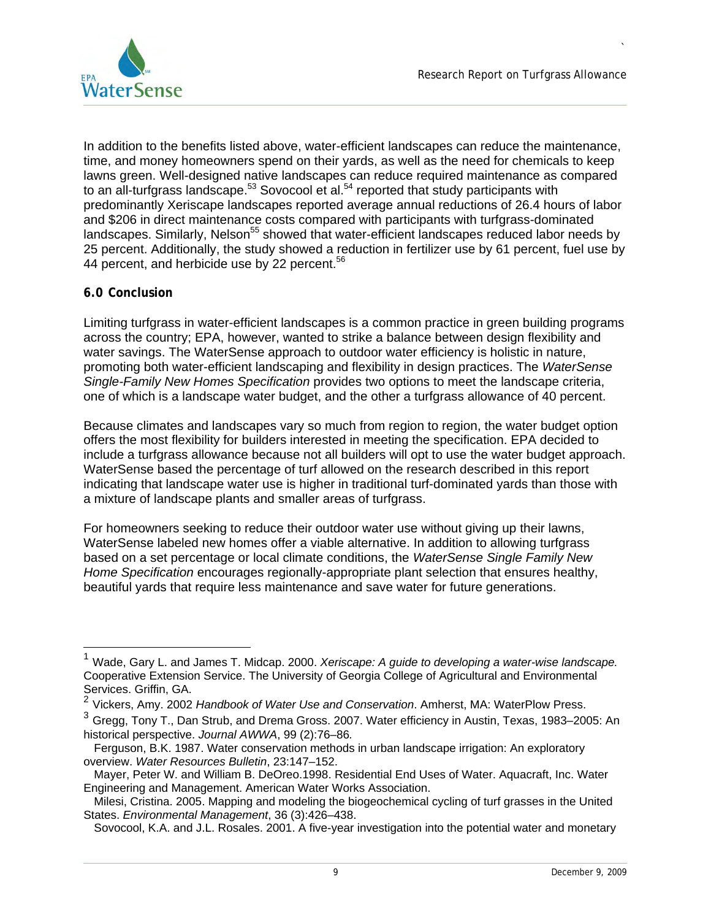In addition to the benefits listed above, water-efficient landscapes can reduce the maintenance, time, and money homeowners spend on their yards, as well as the need for chemicals to keep lawns green. Well-designed native landscapes can reduce required maintenance as compared to an all-turfgrass landscape.[53] Sovocool et al.[54] reported that study participants with predominantly Xeriscape landscapes reported average annual reductions of 26.4 hours of labor and $206 in direct maintenance costs compared with participants with turfgrass-dominated landscapes. Similarly, Nelson[55] showed that water-efficient landscapes reduced labor needs by 25 percent. Additionally, the study showed a reduction in fertilizer use by 61 percent, fuel use by 44 percent, and herbicide use by 22 percent.[56]

## 6.0 Conclusion

Limiting turfgrass in water-efficient landscapes is a common practice in green building programs across the country; EPA, however, wanted to strike a balance between design flexibility and water savings. The WaterSense approach to outdoor water efficiency is holistic in nature, promoting both water-efficient landscaping and flexibility in design practices. The *WaterSense Single-Family New Homes Specification* provides two options to meet the landscape criteria, one of which is a landscape water budget, and the other a turfgrass allowance of 40 percent.

Because climates and landscapes vary so much from region to region, the water budget option offers the most flexibility for builders interested in meeting the specification. EPA decided to include a turfgrass allowance because not all builders will opt to use the water budget approach. WaterSense based the percentage of turf allowed on the research described in this report indicating that landscape water use is higher in traditional turf-dominated yards than those with a mixture of landscape plants and smaller areas of turfgrass.

For homeowners seeking to reduce their outdoor water use without giving up their lawns, WaterSense labeled new homes offer a viable alternative. In addition to allowing turfgrass based on a set percentage or local climate conditions, the *WaterSense Single Family New Home Specification* encourages regionally-appropriate plant selection that ensures healthy, beautiful yards that require less maintenance and save water for future generations.

---

[1] Wade, Gary L. and James T. Midcap. 2000. *Xeriscape: A guide to developing a water-wise landscape.* Cooperative Extension Service. The University of Georgia College of Agricultural and Environmental Services. Griffin, GA.

[2] Vickers, Amy. 2002 *Handbook of Water Use and Conservation*. Amherst, MA: WaterPlow Press.

[3] Gregg, Tony T., Dan Strub, and Drema Gross. 2007. Water efficiency in Austin, Texas, 1983–2005: An historical perspective. *Journal AWWA*, 99 (2):76–86.

Ferguson, B.K. 1987. Water conservation methods in urban landscape irrigation: An exploratory overview. *Water Resources Bulletin*, 23:147–152.

Mayer, Peter W. and William B. DeOreo.1998. Residential End Uses of Water. Aquacraft, Inc. Water Engineering and Management. American Water Works Association.

Milesi, Cristina. 2005. Mapping and modeling the biogeochemical cycling of turf grasses in the United States. *Environmental Management*, 36 (3):426–438.

Sovocool, K.A. and J.L. Rosales. 2001. A five-year investigation into the potential water and monetary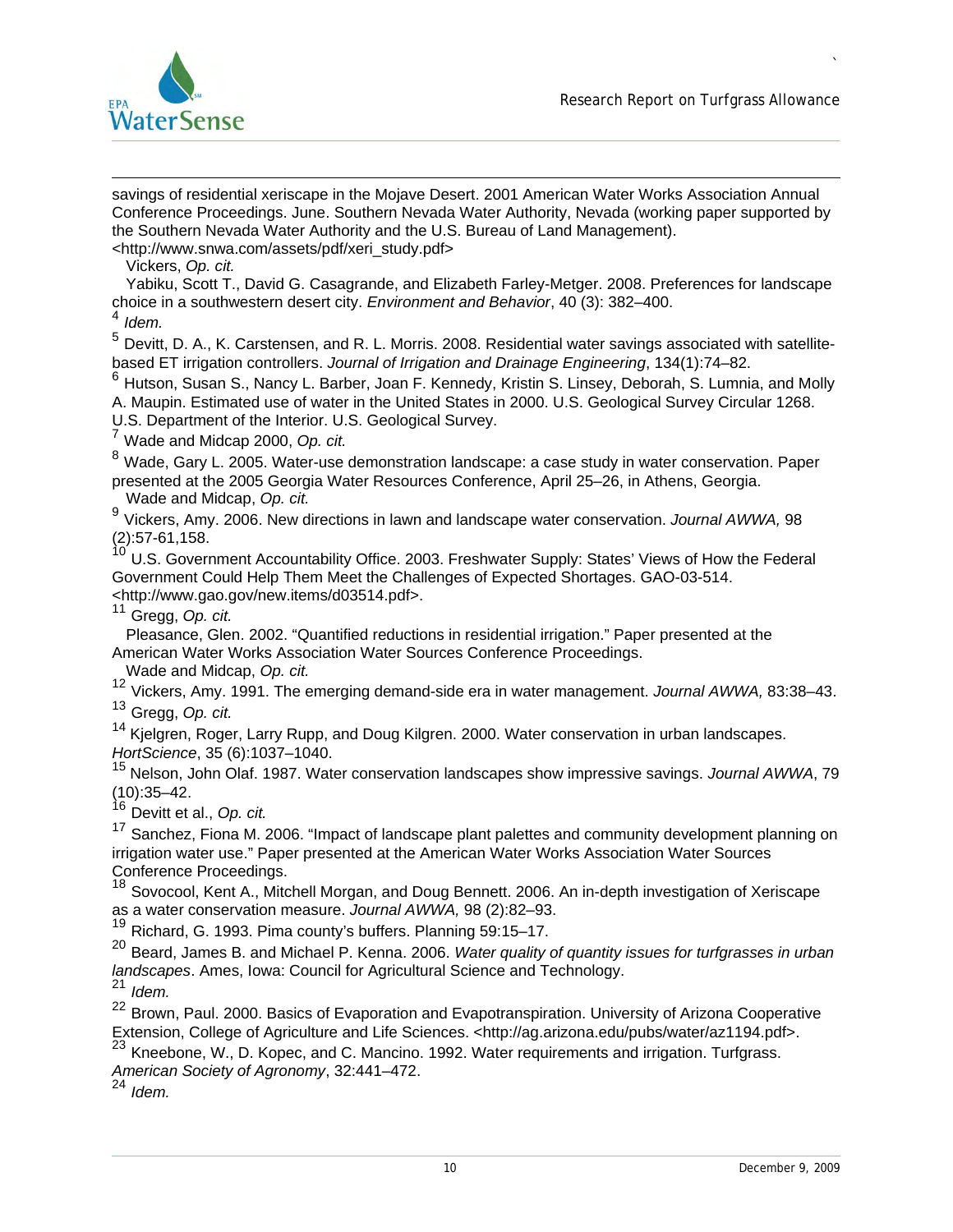savings of residential xeriscape in the Mojave Desert. 2001 American Water Works Association Annual Conference Proceedings. June. Southern Nevada Water Authority, Nevada (working paper supported by the Southern Nevada Water Authority and the U.S. Bureau of Land Management). <http://www.snwa.com/assets/pdf/xeri_study.pdf>

Vickers, *Op. cit.*

Yabiku, Scott T., David G. Casagrande, and Elizabeth Farley-Metger. 2008. Preferences for landscape choice in a southwestern desert city. *Environment and Behavior*, 40 (3): 382–400.

[4] *Idem.*

[5] Devitt, D. A., K. Carstensen, and R. L. Morris. 2008. Residential water savings associated with satellite-based ET irrigation controllers. *Journal of Irrigation and Drainage Engineering*, 134(1):74–82.

[6] Hutson, Susan S., Nancy L. Barber, Joan F. Kennedy, Kristin S. Linsey, Deborah, S. Lumnia, and Molly A. Maupin. Estimated use of water in the United States in 2000. U.S. Geological Survey Circular 1268. U.S. Department of the Interior. U.S. Geological Survey.

[7] Wade and Midcap 2000, *Op. cit.*

[8] Wade, Gary L. 2005. Water-use demonstration landscape: a case study in water conservation. Paper presented at the 2005 Georgia Water Resources Conference, April 25–26, in Athens, Georgia.

Wade and Midcap, *Op. cit.*

[9] Vickers, Amy. 2006. New directions in lawn and landscape water conservation. *Journal AWWA,* 98 (2):57-61,158.

[10] U.S. Government Accountability Office. 2003. Freshwater Supply: States' Views of How the Federal Government Could Help Them Meet the Challenges of Expected Shortages. GAO-03-514. <http://www.gao.gov/new.items/d03514.pdf>.

[11] Gregg, *Op. cit.*

Pleasance, Glen. 2002. "Quantified reductions in residential irrigation." Paper presented at the American Water Works Association Water Sources Conference Proceedings.

Wade and Midcap, *Op. cit.*

[12] Vickers, Amy. 1991. The emerging demand-side era in water management. *Journal AWWA,* 83:38–43.

[13] Gregg, *Op. cit.*

[14] Kjelgren, Roger, Larry Rupp, and Doug Kilgren. 2000. Water conservation in urban landscapes. *HortScience*, 35 (6):1037–1040.

[15] Nelson, John Olaf. 1987. Water conservation landscapes show impressive savings. *Journal AWWA*, 79 (10):35–42.

[16] Devitt et al., *Op. cit.*

[17] Sanchez, Fiona M. 2006. "Impact of landscape plant palettes and community development planning on irrigation water use." Paper presented at the American Water Works Association Water Sources Conference Proceedings.

[18] Sovocool, Kent A., Mitchell Morgan, and Doug Bennett. 2006. An in-depth investigation of Xeriscape as a water conservation measure. *Journal AWWA,* 98 (2):82–93.

[19] Richard, G. 1993. Pima county's buffers. Planning 59:15–17.

[20] Beard, James B. and Michael P. Kenna. 2006. *Water quality of quantity issues for turfgrasses in urban landscapes*. Ames, Iowa: Council for Agricultural Science and Technology.

[21] *Idem.*

[22] Brown, Paul. 2000. Basics of Evaporation and Evapotranspiration. University of Arizona Cooperative Extension, College of Agriculture and Life Sciences. <http://ag.arizona.edu/pubs/water/az1194.pdf>.

[23] Kneebone, W., D. Kopec, and C. Mancino. 1992. Water requirements and irrigation. Turfgrass. *American Society of Agronomy*, 32:441–472.

[24] *Idem.*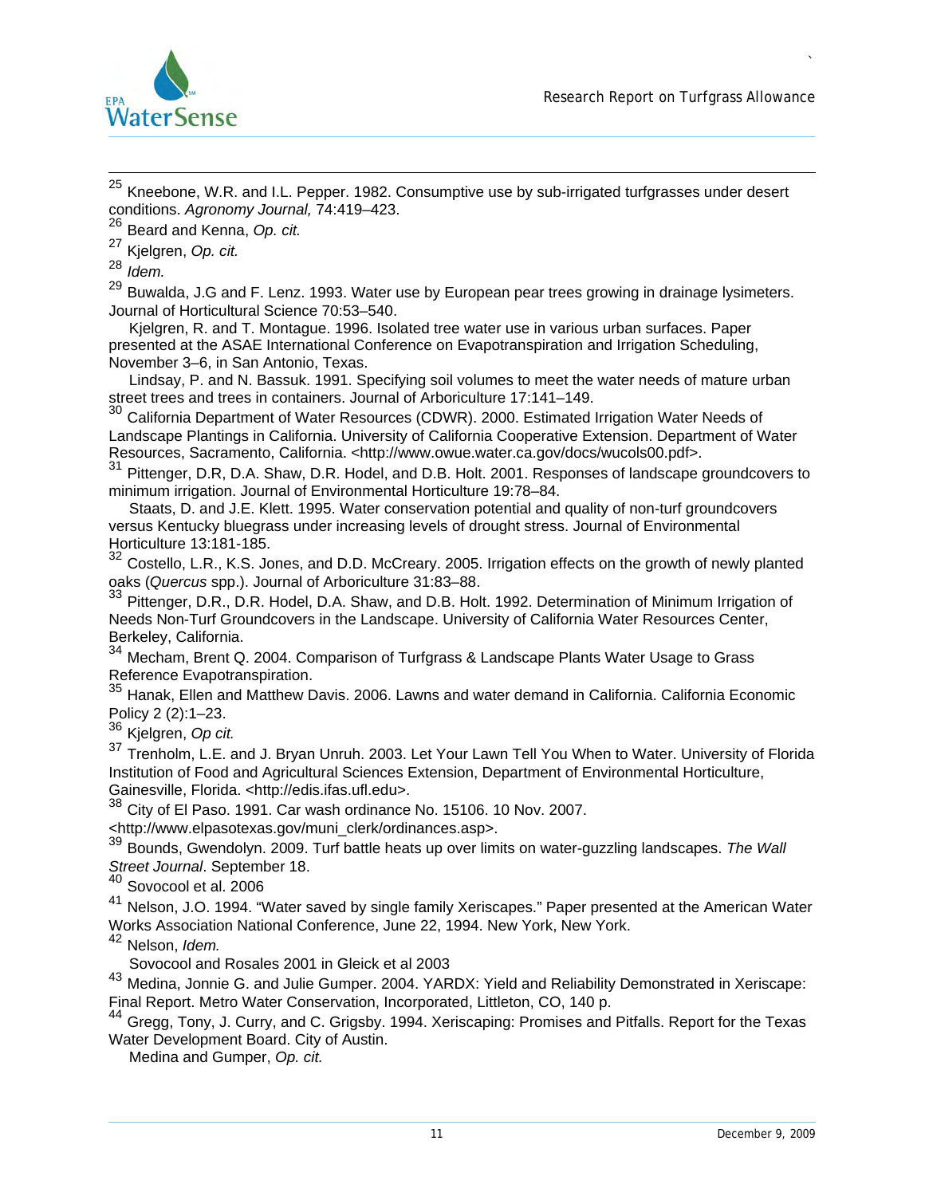[25] Kneebone, W.R. and I.L. Pepper. 1982. Consumptive use by sub-irrigated turfgrasses under desert conditions. *Agronomy Journal,* 74:419–423.

[26] Beard and Kenna, *Op. cit.*

[27] Kjelgren, *Op. cit.*

[28] *Idem.*

[29] Buwalda, J.G and F. Lenz. 1993. Water use by European pear trees growing in drainage lysimeters. Journal of Horticultural Science 70:53–540.

Kjelgren, R. and T. Montague. 1996. Isolated tree water use in various urban surfaces. Paper presented at the ASAE International Conference on Evapotranspiration and Irrigation Scheduling, November 3–6, in San Antonio, Texas.

Lindsay, P. and N. Bassuk. 1991. Specifying soil volumes to meet the water needs of mature urban street trees and trees in containers. Journal of Arboriculture 17:141–149.

[30] California Department of Water Resources (CDWR). 2000. Estimated Irrigation Water Needs of Landscape Plantings in California. University of California Cooperative Extension. Department of Water Resources, Sacramento, California. <http://www.owue.water.ca.gov/docs/wucols00.pdf>.

[31] Pittenger, D.R, D.A. Shaw, D.R. Hodel, and D.B. Holt. 2001. Responses of landscape groundcovers to minimum irrigation. Journal of Environmental Horticulture 19:78–84.

Staats, D. and J.E. Klett. 1995. Water conservation potential and quality of non-turf groundcovers versus Kentucky bluegrass under increasing levels of drought stress. Journal of Environmental Horticulture 13:181-185.

[32] Costello, L.R., K.S. Jones, and D.D. McCreary. 2005. Irrigation effects on the growth of newly planted oaks (*Quercus* spp.). Journal of Arboriculture 31:83–88.

[33] Pittenger, D.R., D.R. Hodel, D.A. Shaw, and D.B. Holt. 1992. Determination of Minimum Irrigation of Needs Non-Turf Groundcovers in the Landscape. University of California Water Resources Center, Berkeley, California.

[34] Mecham, Brent Q. 2004. Comparison of Turfgrass & Landscape Plants Water Usage to Grass Reference Evapotranspiration.

[35] Hanak, Ellen and Matthew Davis. 2006. Lawns and water demand in California. California Economic Policy 2 (2):1–23.

[36] Kjelgren, *Op cit.*

[37] Trenholm, L.E. and J. Bryan Unruh. 2003. Let Your Lawn Tell You When to Water. University of Florida Institution of Food and Agricultural Sciences Extension, Department of Environmental Horticulture, Gainesville, Florida. <http://edis.ifas.ufl.edu>.

[38] City of El Paso. 1991. Car wash ordinance No. 15106. 10 Nov. 2007. <http://www.elpasotexas.gov/muni_clerk/ordinances.asp>.

[39] Bounds, Gwendolyn. 2009. Turf battle heats up over limits on water-guzzling landscapes. *The Wall Street Journal*. September 18.

[40] Sovocool et al. 2006

[41] Nelson, J.O. 1994. "Water saved by single family Xeriscapes." Paper presented at the American Water Works Association National Conference, June 22, 1994. New York, New York.

[42] Nelson, *Idem.*

Sovocool and Rosales 2001 in Gleick et al 2003

[43] Medina, Jonnie G. and Julie Gumper. 2004. YARDX: Yield and Reliability Demonstrated in Xeriscape: Final Report. Metro Water Conservation, Incorporated, Littleton, CO, 140 p.

[44] Gregg, Tony, J. Curry, and C. Grigsby. 1994. Xeriscaping: Promises and Pitfalls. Report for the Texas Water Development Board. City of Austin.

Medina and Gumper, *Op. cit.*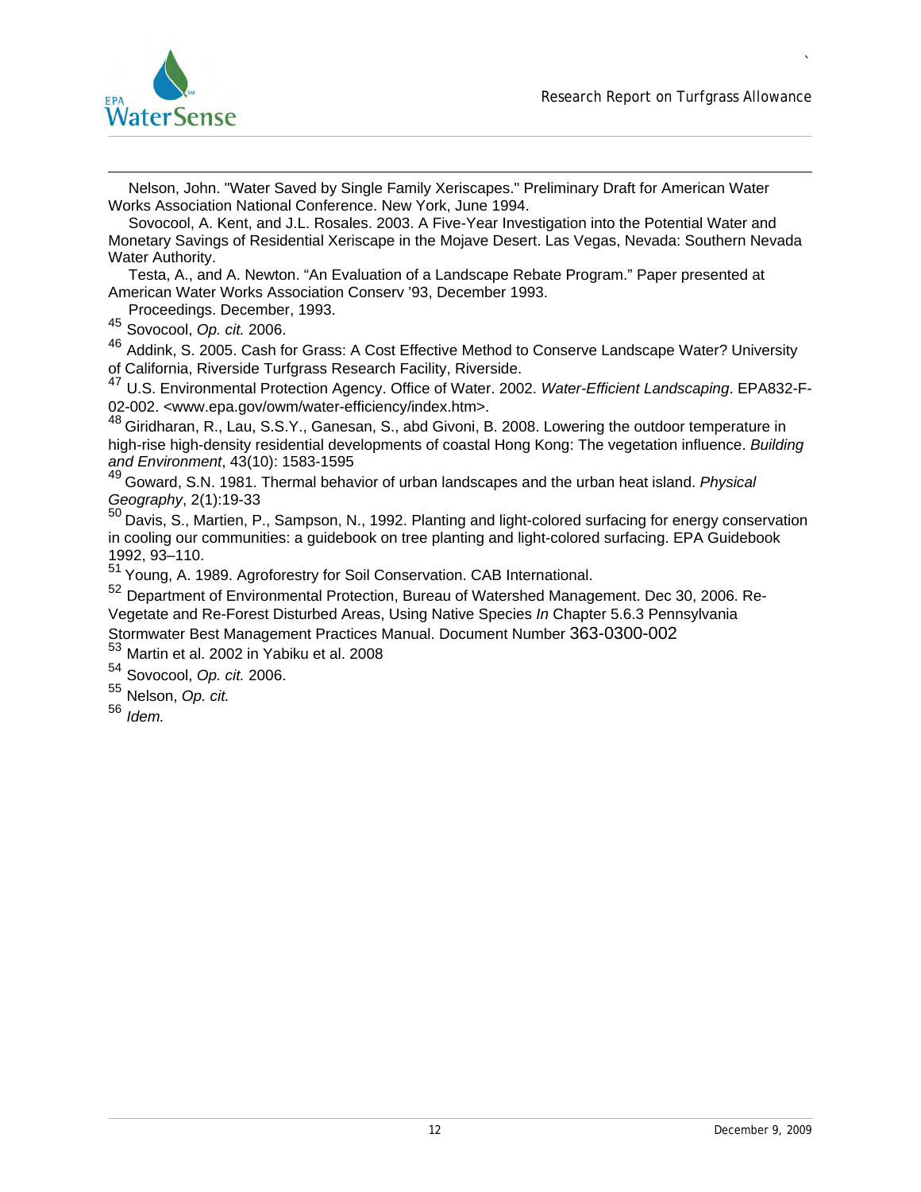Nelson, John. "Water Saved by Single Family Xeriscapes." Preliminary Draft for American Water Works Association National Conference. New York, June 1994.

Sovocool, A. Kent, and J.L. Rosales. 2003. A Five-Year Investigation into the Potential Water and Monetary Savings of Residential Xeriscape in the Mojave Desert. Las Vegas, Nevada: Southern Nevada Water Authority.

Testa, A., and A. Newton. "An Evaluation of a Landscape Rebate Program." Paper presented at American Water Works Association Conserv '93, December 1993.

Proceedings. December, 1993.

[45] Sovocool, *Op. cit.* 2006.

[46] Addink, S. 2005. Cash for Grass: A Cost Effective Method to Conserve Landscape Water? University of California, Riverside Turfgrass Research Facility, Riverside.

[47] U.S. Environmental Protection Agency. Office of Water. 2002. *Water-Efficient Landscaping*. EPA832-F-02-002. <www.epa.gov/owm/water-efficiency/index.htm>.

[48] Giridharan, R., Lau, S.S.Y., Ganesan, S., abd Givoni, B. 2008. Lowering the outdoor temperature in high-rise high-density residential developments of coastal Hong Kong: The vegetation influence. *Building and Environment*, 43(10): 1583-1595

[49] Goward, S.N. 1981. Thermal behavior of urban landscapes and the urban heat island. *Physical Geography*, 2(1):19-33

[50] Davis, S., Martien, P., Sampson, N., 1992. Planting and light-colored surfacing for energy conservation in cooling our communities: a guidebook on tree planting and light-colored surfacing. EPA Guidebook 1992, 93–110.

[51] Young, A. 1989. Agroforestry for Soil Conservation. CAB International.

[52] Department of Environmental Protection, Bureau of Watershed Management. Dec 30, 2006. Re-Vegetate and Re-Forest Disturbed Areas, Using Native Species *In* Chapter 5.6.3 Pennsylvania Stormwater Best Management Practices Manual. Document Number 363-0300-002

[53] Martin et al. 2002 in Yabiku et al. 2008

[54] Sovocool, *Op. cit.* 2006.

[55] Nelson, *Op. cit.*

[56] *Idem.*